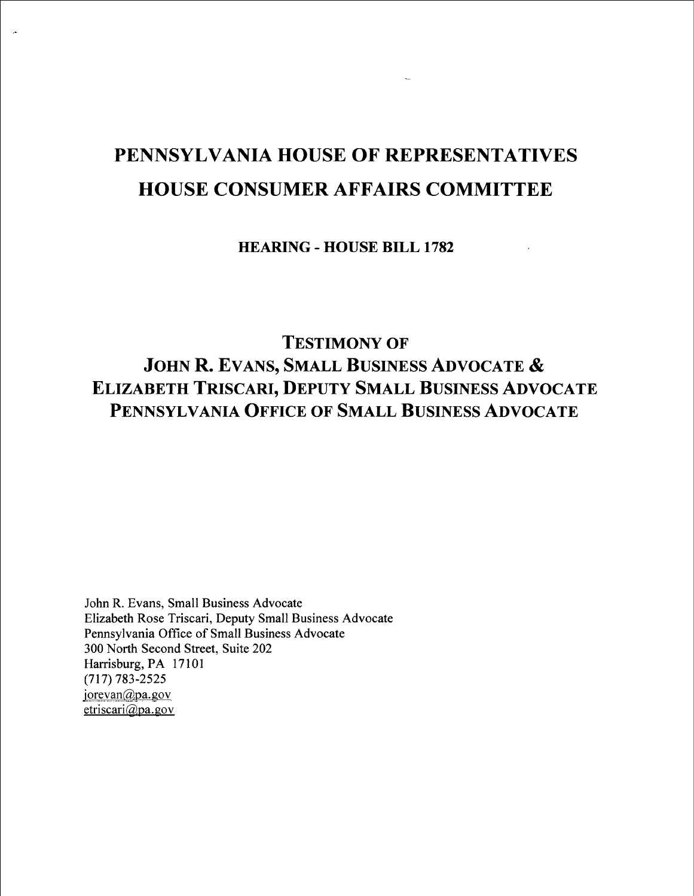# PENNSYLVANIA HOUSE OF REPRESENTATIVES
# HOUSE CONSUMER AFFAIRS COMMITTEE

**HEARING - HOUSE BILL 1782**

## TESTIMONY OF
## JOHN R. EVANS, SMALL BUSINESS ADVOCATE &
## ELIZABETH TRISCARI, DEPUTY SMALL BUSINESS ADVOCATE
## PENNSYLVANIA OFFICE OF SMALL BUSINESS ADVOCATE

John R. Evans, Small Business Advocate
Elizabeth Rose Triscari, Deputy Small Business Advocate
Pennsylvania Office of Small Business Advocate
300 North Second Street, Suite 202
Harrisburg, PA 17101
(717) 783-2525
jorevan@pa.gov
etriscari@pa.gov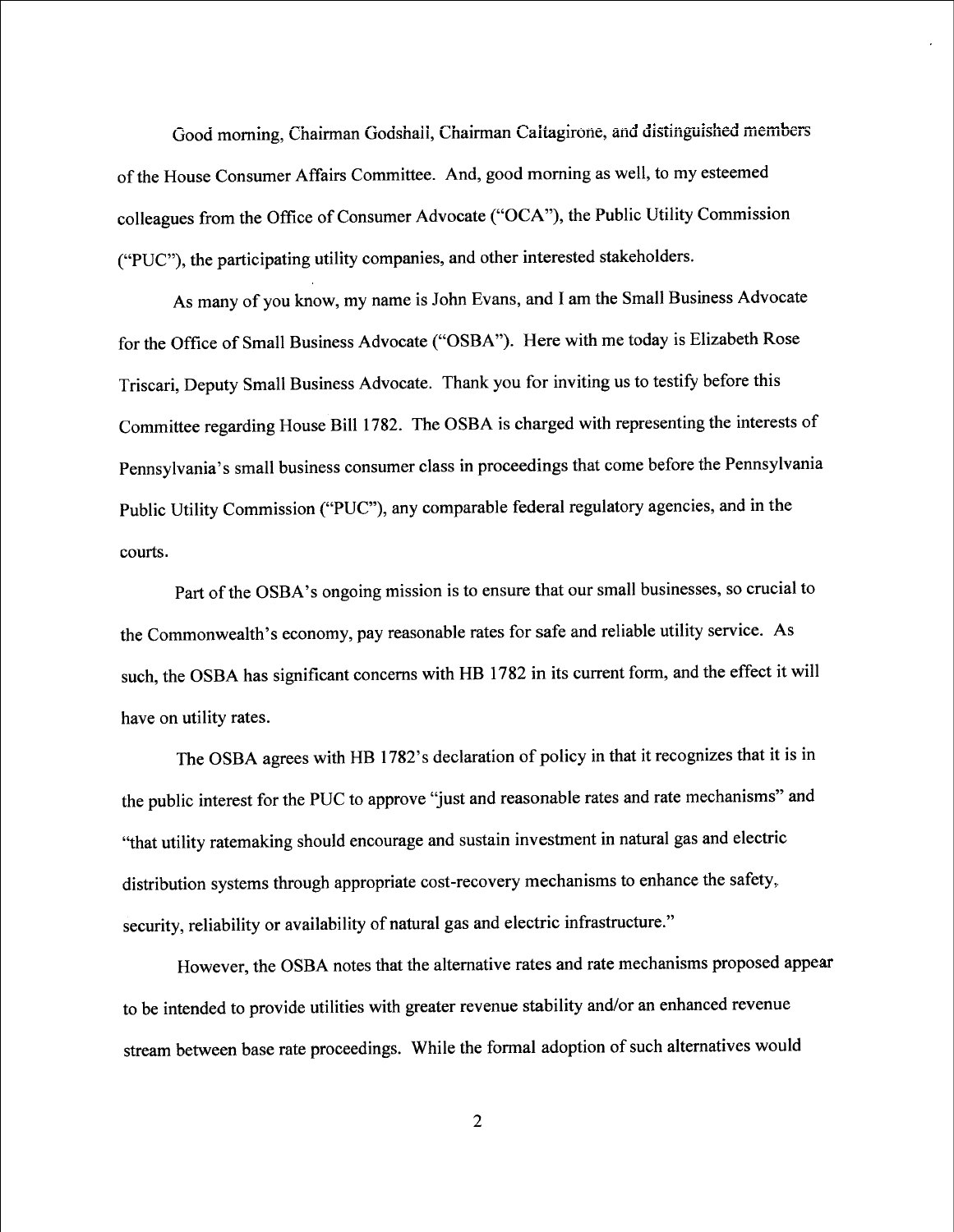Good morning, Chairman Godshall, Chairman Caltagirone, and distinguished members of the House Consumer Affairs Committee. And, good morning as well, to my esteemed colleagues from the Office of Consumer Advocate ("OCA"), the Public Utility Commission ("PUC"), the participating utility companies, and other interested stakeholders.

As many of you know, my name is John Evans, and I am the Small Business Advocate for the Office of Small Business Advocate ("OSBA"). Here with me today is Elizabeth Rose Triscari, Deputy Small Business Advocate. Thank you for inviting us to testify before this Committee regarding House Bill 1782. The OSBA is charged with representing the interests of Pennsylvania's small business consumer class in proceedings that come before the Pennsylvania Public Utility Commission ("PUC"), any comparable federal regulatory agencies, and in the courts.

Part of the OSBA's ongoing mission is to ensure that our small businesses, so crucial to the Commonwealth's economy, pay reasonable rates for safe and reliable utility service. As such, the OSBA has significant concerns with HB 1782 in its current form, and the effect it will have on utility rates.

The OSBA agrees with HB 1782's declaration of policy in that it recognizes that it is in the public interest for the PUC to approve "just and reasonable rates and rate mechanisms" and "that utility ratemaking should encourage and sustain investment in natural gas and electric distribution systems through appropriate cost-recovery mechanisms to enhance the safety, security, reliability or availability of natural gas and electric infrastructure."

However, the OSBA notes that the alternative rates and rate mechanisms proposed appear to be intended to provide utilities with greater revenue stability and/or an enhanced revenue stream between base rate proceedings. While the formal adoption of such alternatives would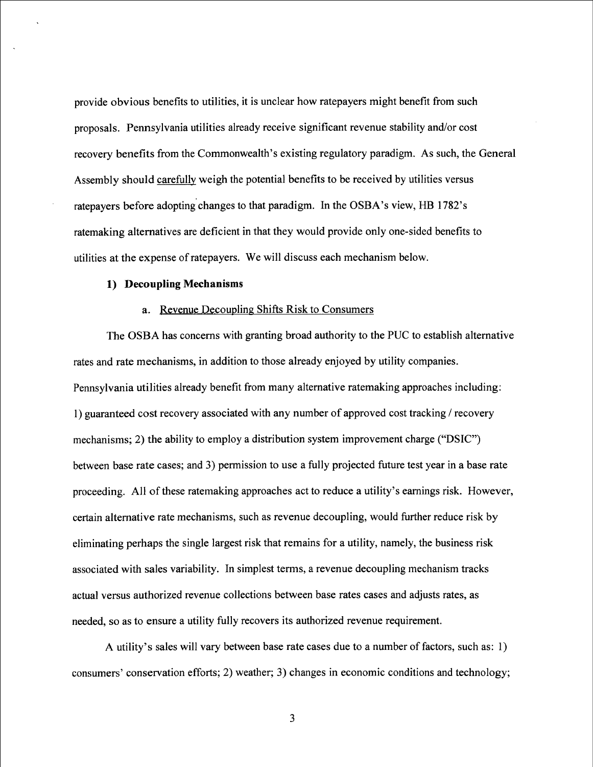provide obvious benefits to utilities, it is unclear how ratepayers might benefit from such proposals. Pennsylvania utilities already receive significant revenue stability and/or cost recovery benefits from the Commonwealth's existing regulatory paradigm. As such, the General Assembly should <u>carefully</u> weigh the potential benefits to be received by utilities versus ratepayers before adopting changes to that paradigm. In the OSBA's view, HB 1782's ratemaking alternatives are deficient in that they would provide only one-sided benefits to utilities at the expense of ratepayers. We will discuss each mechanism below.

### 1) Decoupling Mechanisms

#### a. <u>Revenue Decoupling Shifts Risk to Consumers</u>

The OSBA has concerns with granting broad authority to the PUC to establish alternative rates and rate mechanisms, in addition to those already enjoyed by utility companies. Pennsylvania utilities already benefit from many alternative ratemaking approaches including: 1) guaranteed cost recovery associated with any number of approved cost tracking / recovery mechanisms; 2) the ability to employ a distribution system improvement charge ("DSIC") between base rate cases; and 3) permission to use a fully projected future test year in a base rate proceeding. All of these ratemaking approaches act to reduce a utility's earnings risk. However, certain alternative rate mechanisms, such as revenue decoupling, would further reduce risk by eliminating perhaps the single largest risk that remains for a utility, namely, the business risk associated with sales variability. In simplest terms, a revenue decoupling mechanism tracks actual versus authorized revenue collections between base rates cases and adjusts rates, as needed, so as to ensure a utility fully recovers its authorized revenue requirement.

A utility's sales will vary between base rate cases due to a number of factors, such as: 1) consumers' conservation efforts; 2) weather; 3) changes in economic conditions and technology;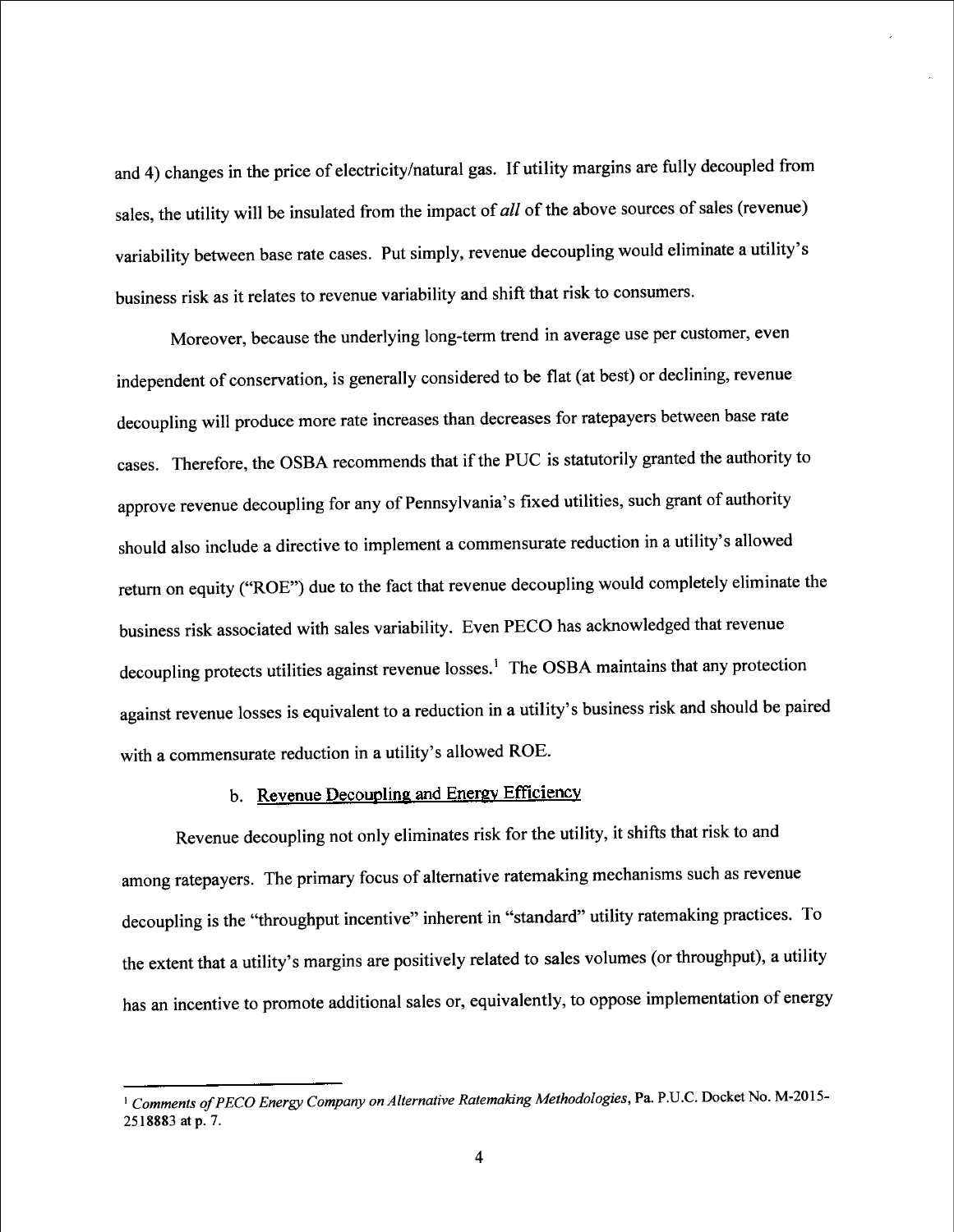and 4) changes in the price of electricity/natural gas. If utility margins are fully decoupled from sales, the utility will be insulated from the impact of *all* of the above sources of sales (revenue) variability between base rate cases. Put simply, revenue decoupling would eliminate a utility's business risk as it relates to revenue variability and shift that risk to consumers.

Moreover, because the underlying long-term trend in average use per customer, even independent of conservation, is generally considered to be flat (at best) or declining, revenue decoupling will produce more rate increases than decreases for ratepayers between base rate cases. Therefore, the OSBA recommends that if the PUC is statutorily granted the authority to approve revenue decoupling for any of Pennsylvania's fixed utilities, such grant of authority should also include a directive to implement a commensurate reduction in a utility's allowed return on equity ("ROE") due to the fact that revenue decoupling would completely eliminate the business risk associated with sales variability. Even PECO has acknowledged that revenue decoupling protects utilities against revenue losses.[1] The OSBA maintains that any protection against revenue losses is equivalent to a reduction in a utility's business risk and should be paired with a commensurate reduction in a utility's allowed ROE.

### b. Revenue Decoupling and Energy Efficiency

Revenue decoupling not only eliminates risk for the utility, it shifts that risk to and among ratepayers. The primary focus of alternative ratemaking mechanisms such as revenue decoupling is the "throughput incentive" inherent in "standard" utility ratemaking practices. To the extent that a utility's margins are positively related to sales volumes (or throughput), a utility has an incentive to promote additional sales or, equivalently, to oppose implementation of energy

---

[1] *Comments of PECO Energy Company on Alternative Ratemaking Methodologies*, Pa. P.U.C. Docket No. M-2015-2518883 at p. 7.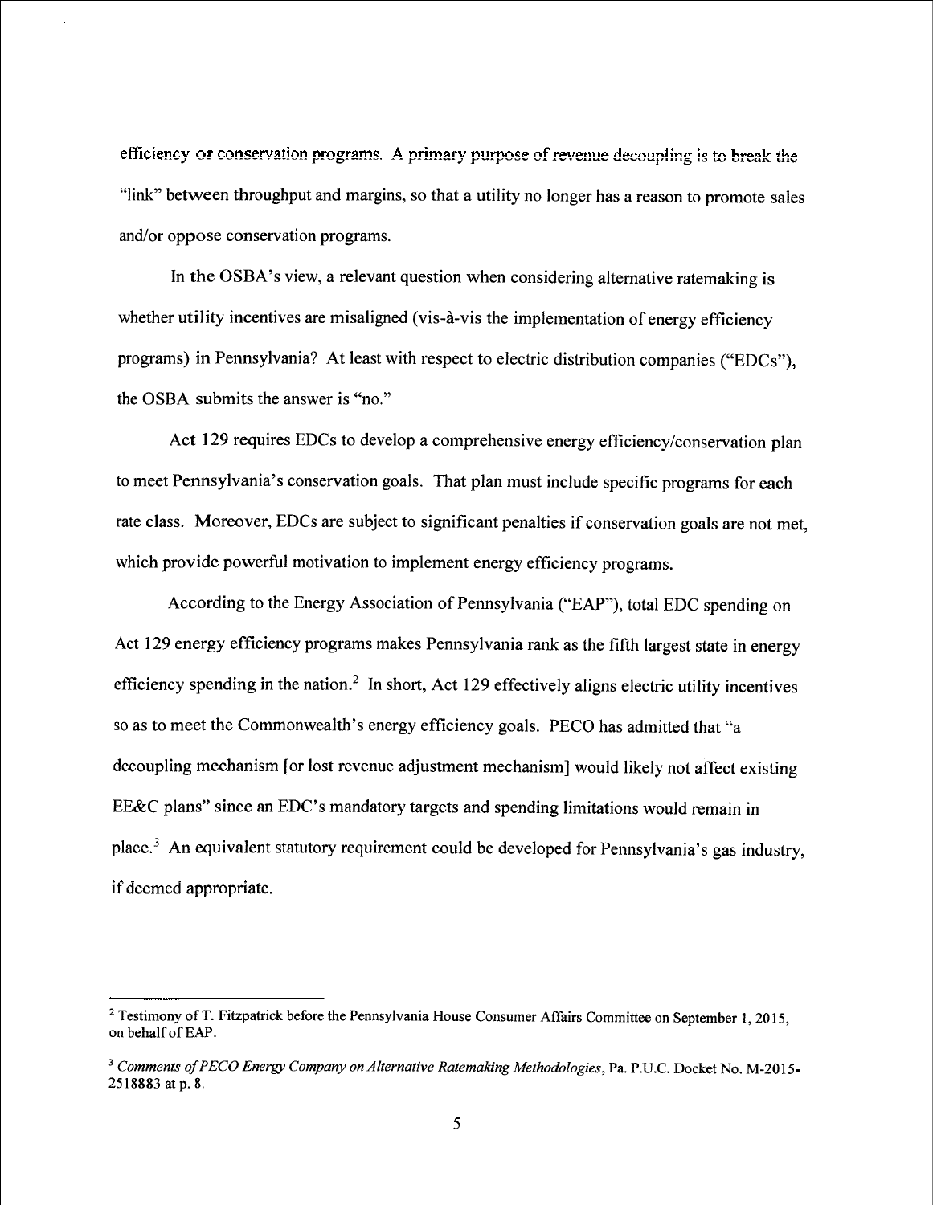efficiency or conservation programs. A primary purpose of revenue decoupling is to break the "link" between throughput and margins, so that a utility no longer has a reason to promote sales and/or oppose conservation programs.

In the OSBA's view, a relevant question when considering alternative ratemaking is whether utility incentives are misaligned (vis-à-vis the implementation of energy efficiency programs) in Pennsylvania? At least with respect to electric distribution companies ("EDCs"), the OSBA submits the answer is "no."

Act 129 requires EDCs to develop a comprehensive energy efficiency/conservation plan to meet Pennsylvania's conservation goals. That plan must include specific programs for each rate class. Moreover, EDCs are subject to significant penalties if conservation goals are not met, which provide powerful motivation to implement energy efficiency programs.

According to the Energy Association of Pennsylvania ("EAP"), total EDC spending on Act 129 energy efficiency programs makes Pennsylvania rank as the fifth largest state in energy efficiency spending in the nation.[2] In short, Act 129 effectively aligns electric utility incentives so as to meet the Commonwealth's energy efficiency goals. PECO has admitted that "a decoupling mechanism [or lost revenue adjustment mechanism] would likely not affect existing EE&C plans" since an EDC's mandatory targets and spending limitations would remain in place.[3] An equivalent statutory requirement could be developed for Pennsylvania's gas industry, if deemed appropriate.

---

[2] Testimony of T. Fitzpatrick before the Pennsylvania House Consumer Affairs Committee on September 1, 2015, on behalf of EAP.

[3] *Comments of PECO Energy Company on Alternative Ratemaking Methodologies*, Pa. P.U.C. Docket No. M-2015-2518883 at p. 8.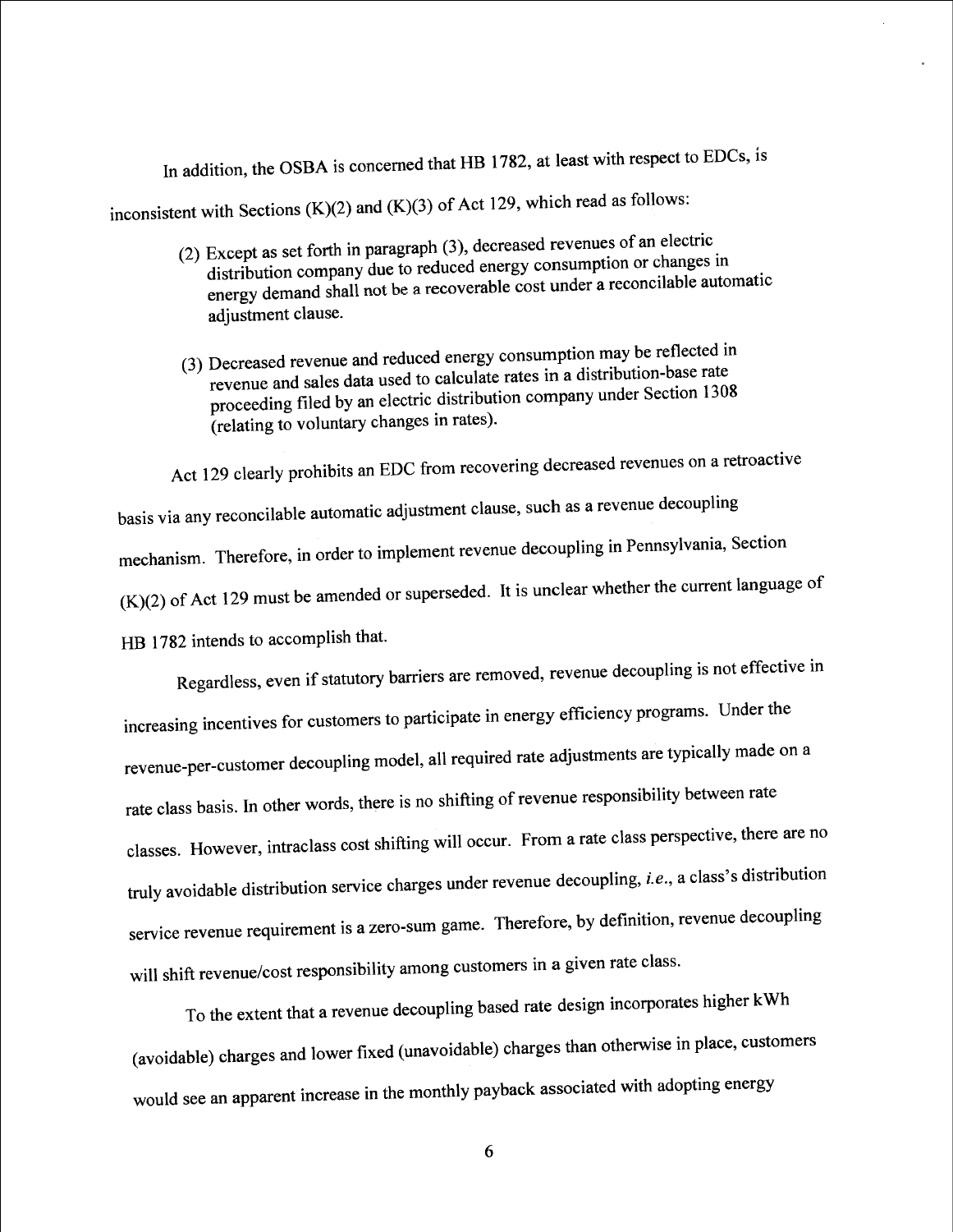In addition, the OSBA is concerned that HB 1782, at least with respect to EDCs, is inconsistent with Sections (K)(2) and (K)(3) of Act 129, which read as follows:

> (2) Except as set forth in paragraph (3), decreased revenues of an electric distribution company due to reduced energy consumption or changes in energy demand shall not be a recoverable cost under a reconcilable automatic adjustment clause.
>
> (3) Decreased revenue and reduced energy consumption may be reflected in revenue and sales data used to calculate rates in a distribution-base rate proceeding filed by an electric distribution company under Section 1308 (relating to voluntary changes in rates).

Act 129 clearly prohibits an EDC from recovering decreased revenues on a retroactive basis via any reconcilable automatic adjustment clause, such as a revenue decoupling mechanism. Therefore, in order to implement revenue decoupling in Pennsylvania, Section (K)(2) of Act 129 must be amended or superseded. It is unclear whether the current language of HB 1782 intends to accomplish that.

Regardless, even if statutory barriers are removed, revenue decoupling is not effective in increasing incentives for customers to participate in energy efficiency programs. Under the revenue-per-customer decoupling model, all required rate adjustments are typically made on a rate class basis. In other words, there is no shifting of revenue responsibility between rate classes. However, intraclass cost shifting will occur. From a rate class perspective, there are no truly avoidable distribution service charges under revenue decoupling, *i.e.*, a class's distribution service revenue requirement is a zero-sum game. Therefore, by definition, revenue decoupling will shift revenue/cost responsibility among customers in a given rate class.

To the extent that a revenue decoupling based rate design incorporates higher kWh (avoidable) charges and lower fixed (unavoidable) charges than otherwise in place, customers would see an apparent increase in the monthly payback associated with adopting energy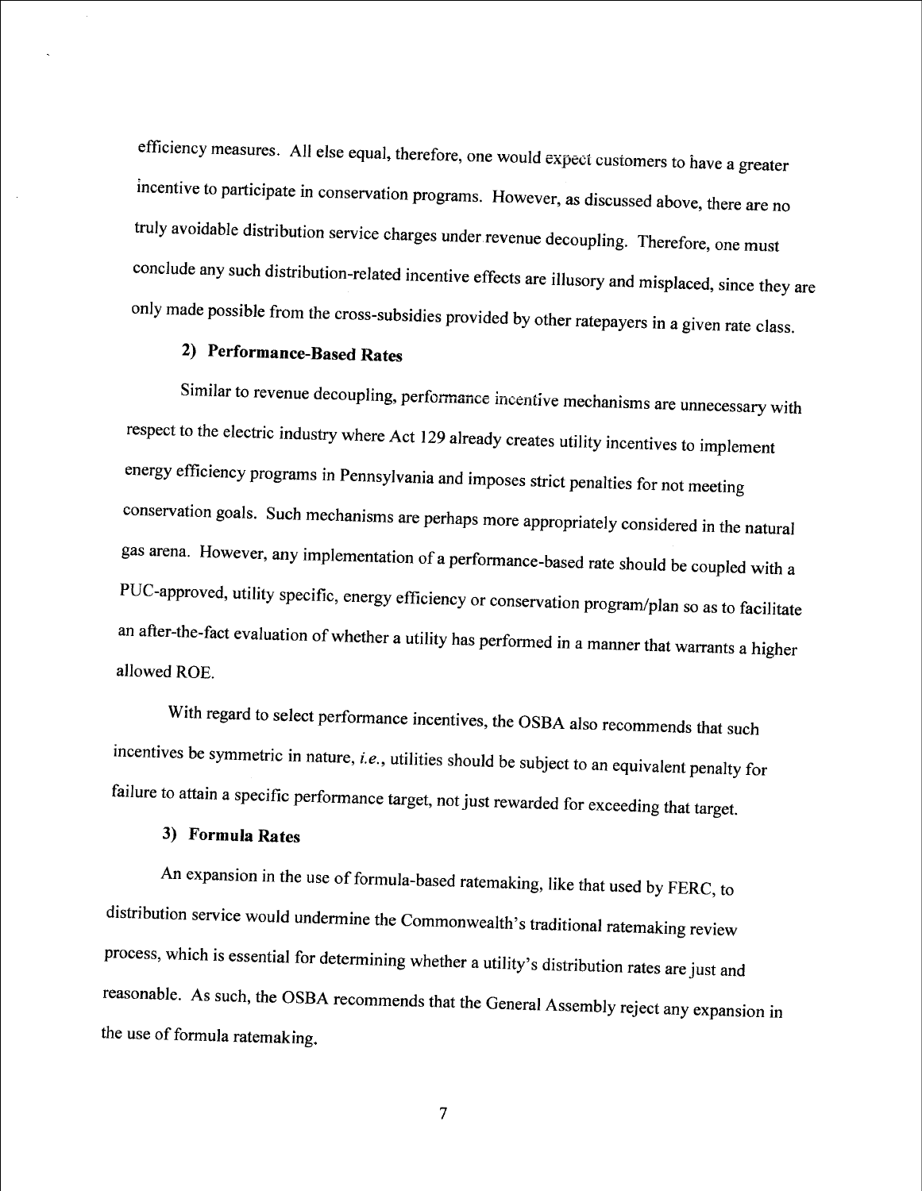efficiency measures. All else equal, therefore, one would expect customers to have a greater incentive to participate in conservation programs. However, as discussed above, there are no truly avoidable distribution service charges under revenue decoupling. Therefore, one must conclude any such distribution-related incentive effects are illusory and misplaced, since they are only made possible from the cross-subsidies provided by other ratepayers in a given rate class.

### 2) Performance-Based Rates

Similar to revenue decoupling, performance incentive mechanisms are unnecessary with respect to the electric industry where Act 129 already creates utility incentives to implement energy efficiency programs in Pennsylvania and imposes strict penalties for not meeting conservation goals. Such mechanisms are perhaps more appropriately considered in the natural gas arena. However, any implementation of a performance-based rate should be coupled with a PUC-approved, utility specific, energy efficiency or conservation program/plan so as to facilitate an after-the-fact evaluation of whether a utility has performed in a manner that warrants a higher allowed ROE.

With regard to select performance incentives, the OSBA also recommends that such incentives be symmetric in nature, *i.e.*, utilities should be subject to an equivalent penalty for failure to attain a specific performance target, not just rewarded for exceeding that target.

### 3) Formula Rates

An expansion in the use of formula-based ratemaking, like that used by FERC, to distribution service would undermine the Commonwealth's traditional ratemaking review process, which is essential for determining whether a utility's distribution rates are just and reasonable. As such, the OSBA recommends that the General Assembly reject any expansion in the use of formula ratemaking.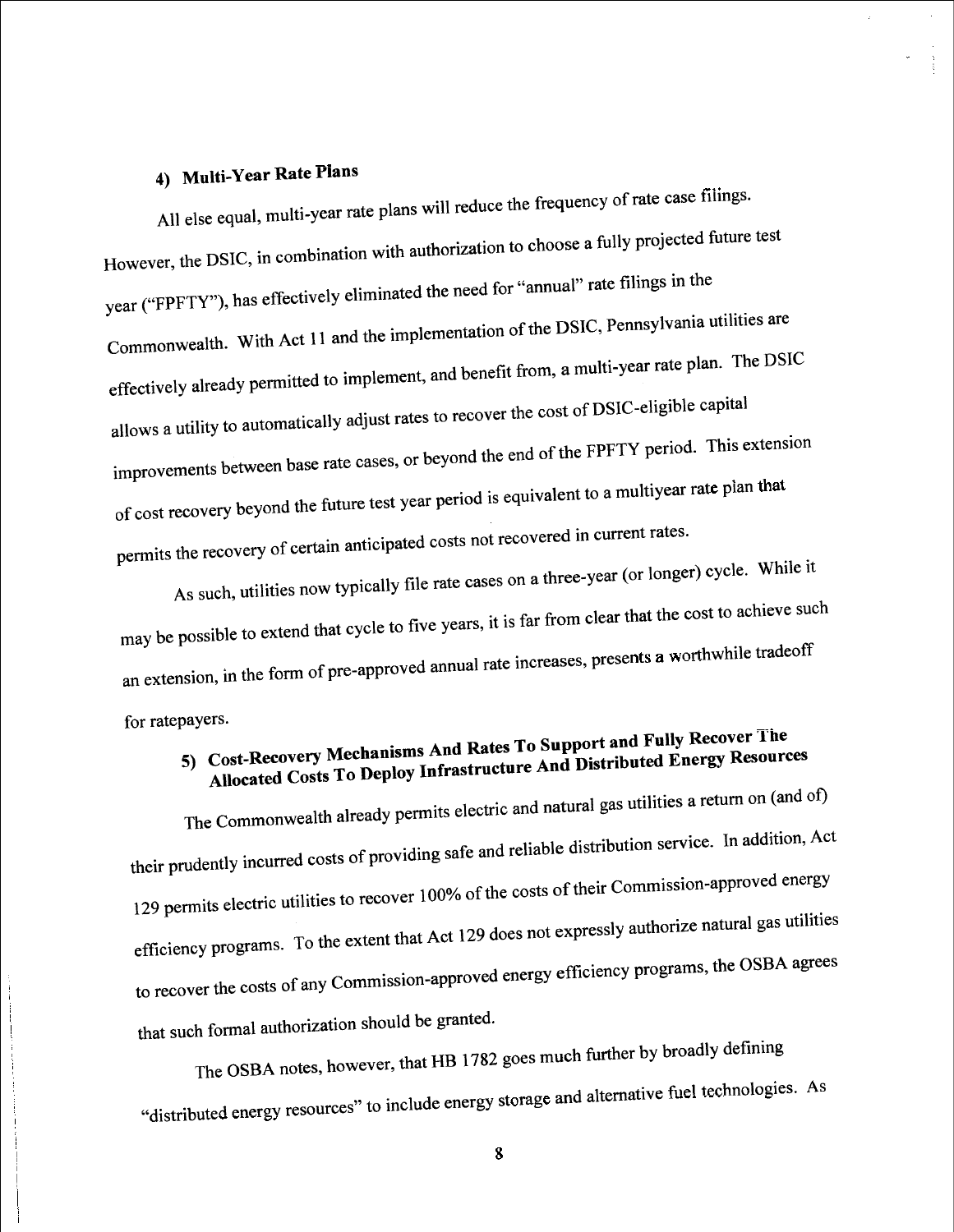#### 4) Multi-Year Rate Plans

All else equal, multi-year rate plans will reduce the frequency of rate case filings. However, the DSIC, in combination with authorization to choose a fully projected future test year ("FPFTY"), has effectively eliminated the need for "annual" rate filings in the Commonwealth. With Act 11 and the implementation of the DSIC, Pennsylvania utilities are effectively already permitted to implement, and benefit from, a multi-year rate plan. The DSIC allows a utility to automatically adjust rates to recover the cost of DSIC-eligible capital improvements between base rate cases, or beyond the end of the FPFTY period. This extension of cost recovery beyond the future test year period is equivalent to a multiyear rate plan that permits the recovery of certain anticipated costs not recovered in current rates.

As such, utilities now typically file rate cases on a three-year (or longer) cycle. While it may be possible to extend that cycle to five years, it is far from clear that the cost to achieve such an extension, in the form of pre-approved annual rate increases, presents a worthwhile tradeoff for ratepayers.

#### 5) Cost-Recovery Mechanisms And Rates To Support and Fully Recover The Allocated Costs To Deploy Infrastructure And Distributed Energy Resources

The Commonwealth already permits electric and natural gas utilities a return on (and of) their prudently incurred costs of providing safe and reliable distribution service. In addition, Act 129 permits electric utilities to recover 100% of the costs of their Commission-approved energy efficiency programs. To the extent that Act 129 does not expressly authorize natural gas utilities to recover the costs of any Commission-approved energy efficiency programs, the OSBA agrees that such formal authorization should be granted.

The OSBA notes, however, that HB 1782 goes much further by broadly defining "distributed energy resources" to include energy storage and alternative fuel technologies. As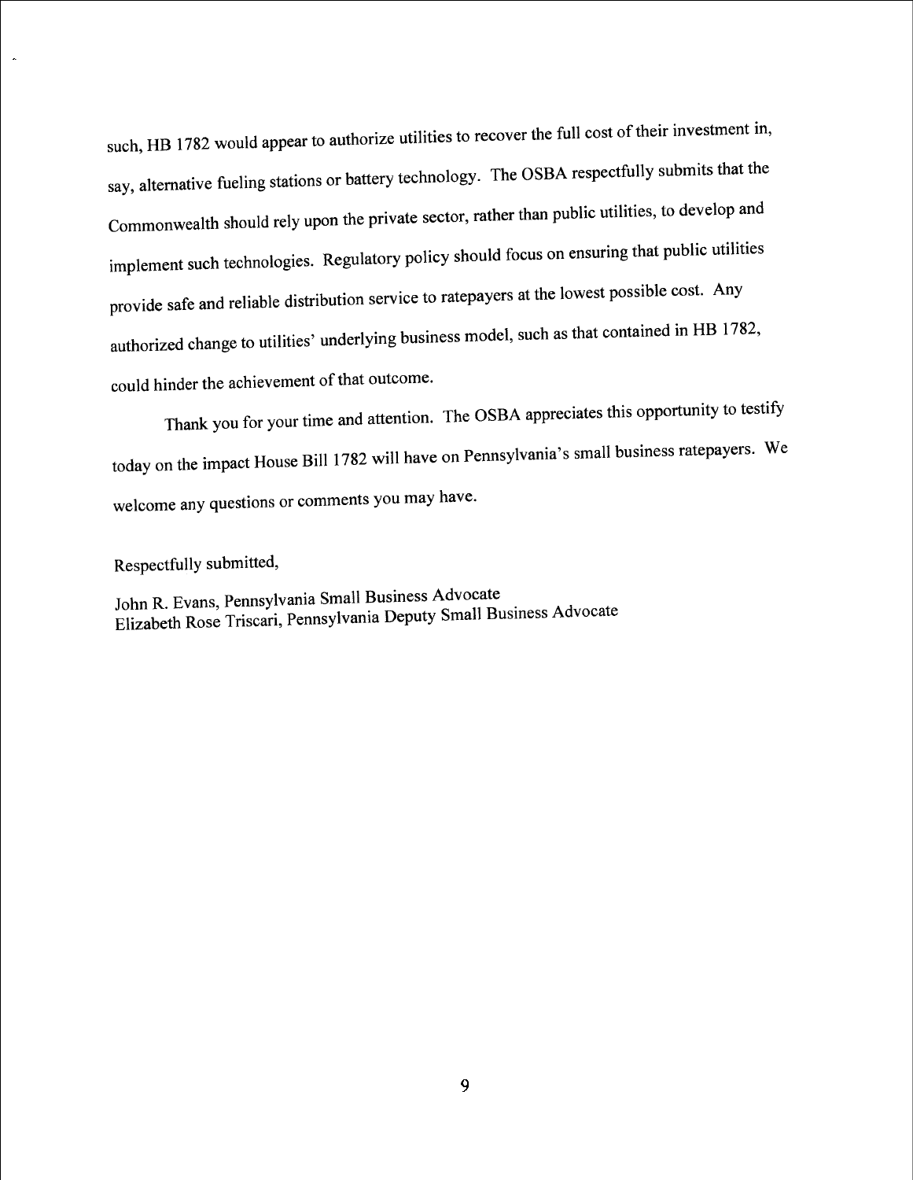such, HB 1782 would appear to authorize utilities to recover the full cost of their investment in, say, alternative fueling stations or battery technology. The OSBA respectfully submits that the Commonwealth should rely upon the private sector, rather than public utilities, to develop and implement such technologies. Regulatory policy should focus on ensuring that public utilities provide safe and reliable distribution service to ratepayers at the lowest possible cost. Any authorized change to utilities' underlying business model, such as that contained in HB 1782, could hinder the achievement of that outcome.

Thank you for your time and attention. The OSBA appreciates this opportunity to testify today on the impact House Bill 1782 will have on Pennsylvania's small business ratepayers. We welcome any questions or comments you may have.

Respectfully submitted,

John R. Evans, Pennsylvania Small Business Advocate
Elizabeth Rose Triscari, Pennsylvania Deputy Small Business Advocate